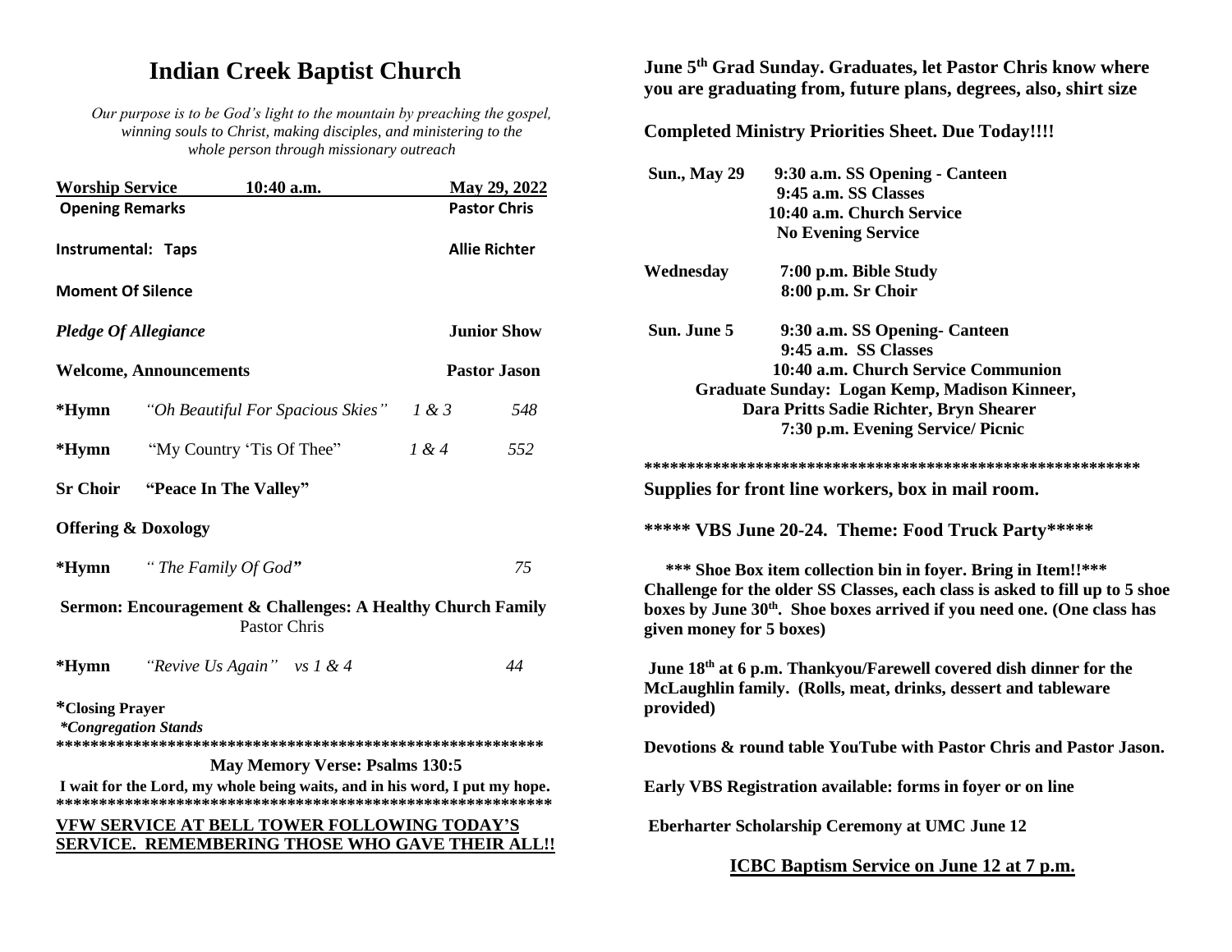# Indian Creek Baptist Church

*Our purpose is to be God's light to the mountain by preaching the gospel, winning souls to Christ, making disciples, and ministering to the whole person through missionary outreach*

| Worship Service | 10:40 a.m. | | May 29, 2022 |
|---|---|---|---|
| **Opening Remarks** | | | **Pastor Chris** |
| **Instrumental: Taps** | | | **Allie Richter** |
| **Moment Of Silence** | | | |
| ***Pledge Of Allegiance*** | | | **Junior Show** |
| **Welcome, Announcements** | | | **Pastor Jason** |
| **\*Hymn** | *"Oh Beautiful For Spacious Skies"* | *1 & 3* | *548* |
| **\*Hymn** | "My Country 'Tis Of Thee" | *1 & 4* | *552* |
| **Sr Choir** | **"Peace In The Valley"** | | |
| **Offering & Doxology** | | | |
| **\*Hymn** | *" The Family Of God"* | | *75* |

**Sermon: Encouragement & Challenges: A Healthy Church Family**
Pastor Chris

| | | |
|---|---|---|
| **\*Hymn** | *"Revive Us Again" vs 1 & 4* | *44* |

**\*Closing Prayer**
***\*Congregation Stands***

\*\*\*\*\*\*\*\*\*\*\*\*\*\*\*\*\*\*\*\*\*\*\*\*\*\*\*\*\*\*\*\*\*\*\*\*\*\*\*\*\*\*\*\*\*\*\*\*\*\*\*\*\*\*\*\*\*\*\*\*

**May Memory Verse: Psalms 130:5**

**I wait for the Lord, my whole being waits, and in his word, I put my hope.**

\*\*\*\*\*\*\*\*\*\*\*\*\*\*\*\*\*\*\*\*\*\*\*\*\*\*\*\*\*\*\*\*\*\*\*\*\*\*\*\*\*\*\*\*\*\*\*\*\*\*\*\*\*\*\*\*\*\*\*\*

**VFW SERVICE AT BELL TOWER FOLLOWING TODAY'S SERVICE. REMEMBERING THOSE WHO GAVE THEIR ALL!!**

**June 5th Grad Sunday. Graduates, let Pastor Chris know where you are graduating from, future plans, degrees, also, shirt size**

**Completed Ministry Priorities Sheet. Due Today!!!!**

| | |
|---|---|
| **Sun., May 29** | **9:30 a.m. SS Opening - Canteen** |
| | **9:45 a.m. SS Classes** |
| | **10:40 a.m. Church Service** |
| | **No Evening Service** |
| **Wednesday** | **7:00 p.m. Bible Study** |
| | **8:00 p.m. Sr Choir** |
| **Sun. June 5** | **9:30 a.m. SS Opening- Canteen** |
| | **9:45 a.m. SS Classes** |
| | **10:40 a.m. Church Service Communion** |

**Graduate Sunday: Logan Kemp, Madison Kinneer, Dara Pritts Sadie Richter, Bryn Shearer**
**7:30 p.m. Evening Service/ Picnic**

\*\*\*\*\*\*\*\*\*\*\*\*\*\*\*\*\*\*\*\*\*\*\*\*\*\*\*\*\*\*\*\*\*\*\*\*\*\*\*\*\*\*\*\*\*\*\*\*\*\*\*\*\*\*\*\*\*\*

**Supplies for front line workers, box in mail room.**

**\*\*\*\*\* VBS June 20-24. Theme: Food Truck Party\*\*\*\*\***

**\*\*\* Shoe Box item collection bin in foyer. Bring in Item!!\*\*\* Challenge for the older SS Classes, each class is asked to fill up to 5 shoe boxes by June 30th. Shoe boxes arrived if you need one. (One class has given money for 5 boxes)**

**June 18th at 6 p.m. Thankyou/Farewell covered dish dinner for the McLaughlin family. (Rolls, meat, drinks, dessert and tableware provided)**

**Devotions & round table YouTube with Pastor Chris and Pastor Jason.**

**Early VBS Registration available: forms in foyer or on line**

**Eberharter Scholarship Ceremony at UMC June 12**

**ICBC Baptism Service on June 12 at 7 p.m.**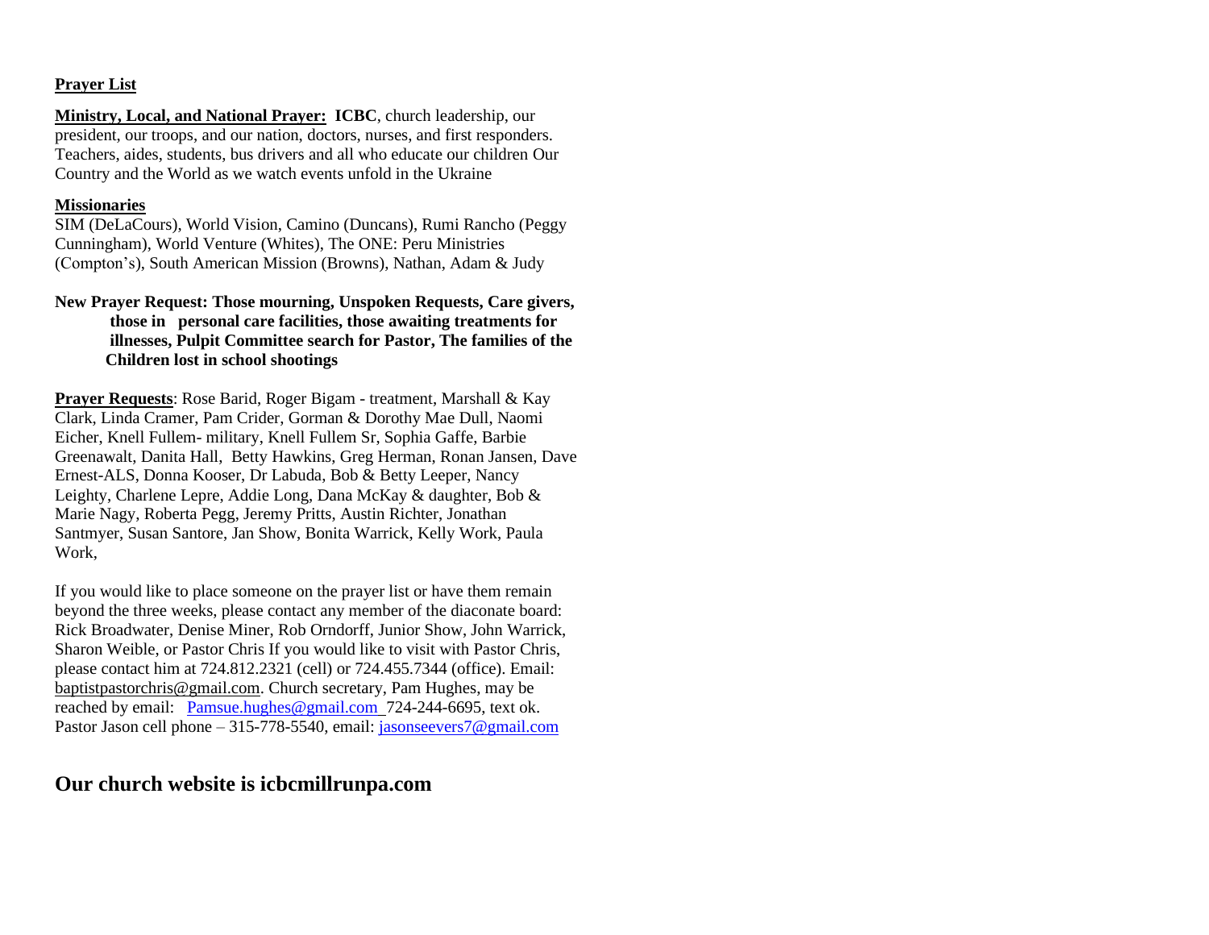**Prayer List**

**Ministry, Local, and National Prayer:** **ICBC**, church leadership, our president, our troops, and our nation, doctors, nurses, and first responders. Teachers, aides, students, bus drivers and all who educate our children Our Country and the World as we watch events unfold in the Ukraine

**Missionaries**

SIM (DeLaCours), World Vision, Camino (Duncans), Rumi Rancho (Peggy Cunningham), World Venture (Whites), The ONE: Peru Ministries (Compton's), South American Mission (Browns), Nathan, Adam & Judy

**New Prayer Request: Those mourning, Unspoken Requests, Care givers, those in personal care facilities, those awaiting treatments for illnesses, Pulpit Committee search for Pastor, The families of the Children lost in school shootings**

**Prayer Requests**: Rose Barid, Roger Bigam - treatment, Marshall & Kay Clark, Linda Cramer, Pam Crider, Gorman & Dorothy Mae Dull, Naomi Eicher, Knell Fullem- military, Knell Fullem Sr, Sophia Gaffe, Barbie Greenawalt, Danita Hall, Betty Hawkins, Greg Herman, Ronan Jansen, Dave Ernest-ALS, Donna Kooser, Dr Labuda, Bob & Betty Leeper, Nancy Leighty, Charlene Lepre, Addie Long, Dana McKay & daughter, Bob & Marie Nagy, Roberta Pegg, Jeremy Pritts, Austin Richter, Jonathan Santmyer, Susan Santore, Jan Show, Bonita Warrick, Kelly Work, Paula Work,

If you would like to place someone on the prayer list or have them remain beyond the three weeks, please contact any member of the diaconate board: Rick Broadwater, Denise Miner, Rob Orndorff, Junior Show, John Warrick, Sharon Weible, or Pastor Chris If you would like to visit with Pastor Chris, please contact him at 724.812.2321 (cell) or 724.455.7344 (office). Email: baptistpastorchris@gmail.com. Church secretary, Pam Hughes, may be reached by email: Pamsue.hughes@gmail.com 724-244-6695, text ok. Pastor Jason cell phone – 315-778-5540, email: jasonseevers7@gmail.com

## Our church website is icbcmillrunpa.com